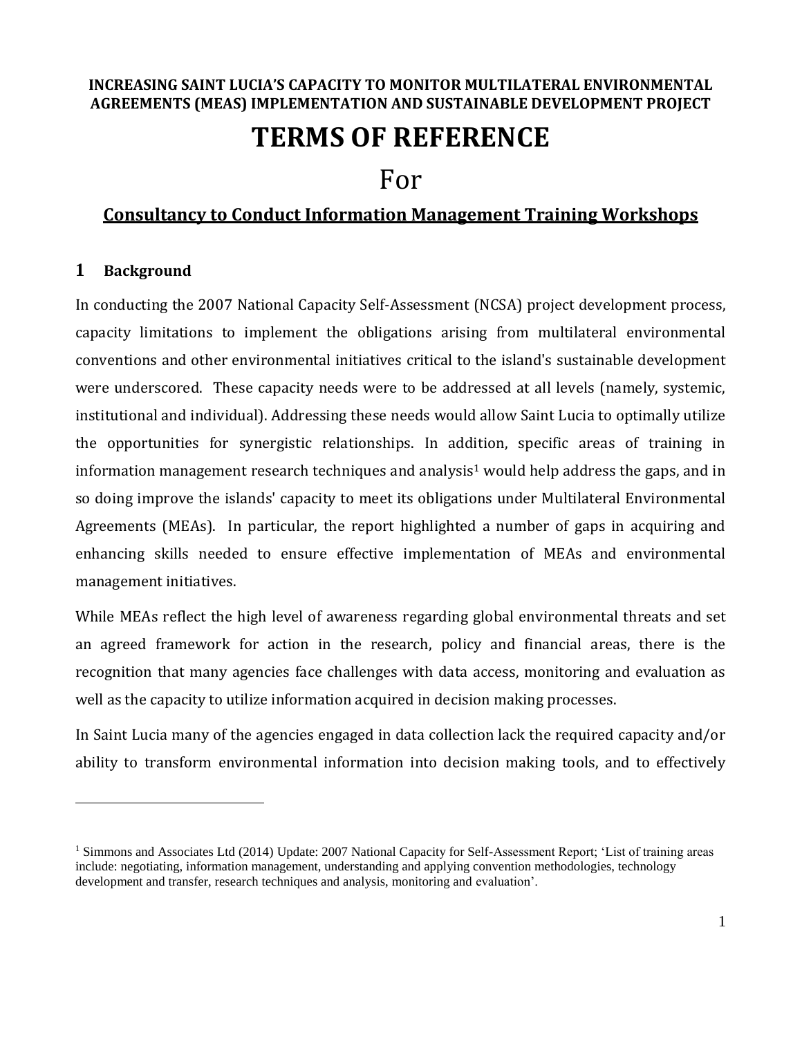**INCREASING SAINT LUCIA'S CAPACITY TO MONITOR MULTILATERAL ENVIRONMENTAL AGREEMENTS (MEAS) IMPLEMENTATION AND SUSTAINABLE DEVELOPMENT PROJECT**

# TERMS OF REFERENCE

For

**Consultancy to Conduct Information Management Training Workshops**

## 1 Background

In conducting the 2007 National Capacity Self-Assessment (NCSA) project development process, capacity limitations to implement the obligations arising from multilateral environmental conventions and other environmental initiatives critical to the island's sustainable development were underscored. These capacity needs were to be addressed at all levels (namely, systemic, institutional and individual). Addressing these needs would allow Saint Lucia to optimally utilize the opportunities for synergistic relationships. In addition, specific areas of training in information management research techniques and analysis[1] would help address the gaps, and in so doing improve the islands' capacity to meet its obligations under Multilateral Environmental Agreements (MEAs). In particular, the report highlighted a number of gaps in acquiring and enhancing skills needed to ensure effective implementation of MEAs and environmental management initiatives.

While MEAs reflect the high level of awareness regarding global environmental threats and set an agreed framework for action in the research, policy and financial areas, there is the recognition that many agencies face challenges with data access, monitoring and evaluation as well as the capacity to utilize information acquired in decision making processes.

In Saint Lucia many of the agencies engaged in data collection lack the required capacity and/or ability to transform environmental information into decision making tools, and to effectively

[1] Simmons and Associates Ltd (2014) Update: 2007 National Capacity for Self-Assessment Report; 'List of training areas include: negotiating, information management, understanding and applying convention methodologies, technology development and transfer, research techniques and analysis, monitoring and evaluation'.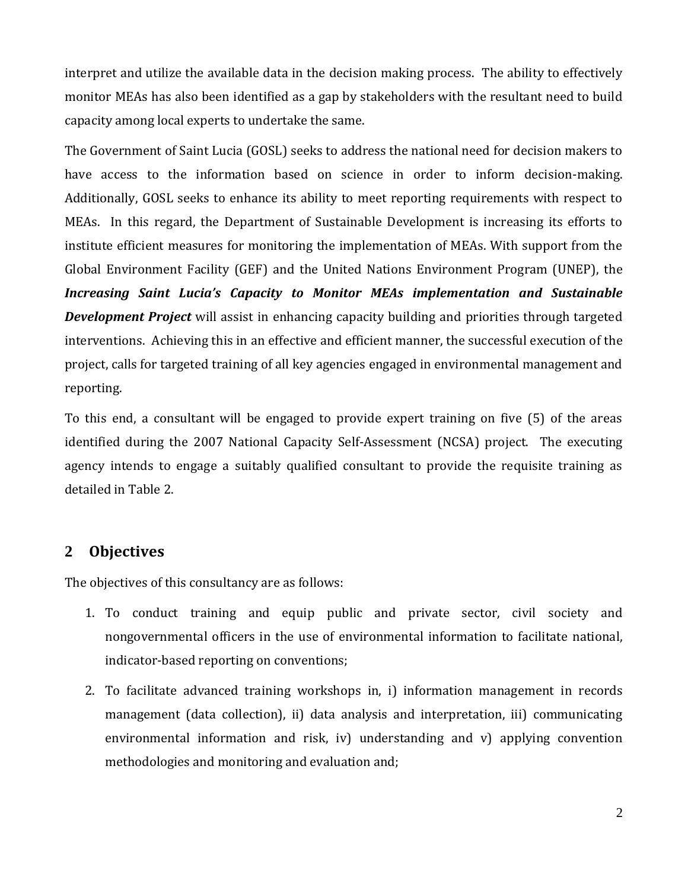interpret and utilize the available data in the decision making process. The ability to effectively monitor MEAs has also been identified as a gap by stakeholders with the resultant need to build capacity among local experts to undertake the same.

The Government of Saint Lucia (GOSL) seeks to address the national need for decision makers to have access to the information based on science in order to inform decision-making. Additionally, GOSL seeks to enhance its ability to meet reporting requirements with respect to MEAs. In this regard, the Department of Sustainable Development is increasing its efforts to institute efficient measures for monitoring the implementation of MEAs. With support from the Global Environment Facility (GEF) and the United Nations Environment Program (UNEP), the ***Increasing Saint Lucia's Capacity to Monitor MEAs implementation and Sustainable Development Project*** will assist in enhancing capacity building and priorities through targeted interventions. Achieving this in an effective and efficient manner, the successful execution of the project, calls for targeted training of all key agencies engaged in environmental management and reporting.

To this end, a consultant will be engaged to provide expert training on five (5) of the areas identified during the 2007 National Capacity Self-Assessment (NCSA) project. The executing agency intends to engage a suitably qualified consultant to provide the requisite training as detailed in Table 2.

## 2 Objectives

The objectives of this consultancy are as follows:

1. To conduct training and equip public and private sector, civil society and nongovernmental officers in the use of environmental information to facilitate national, indicator-based reporting on conventions;
2. To facilitate advanced training workshops in, i) information management in records management (data collection), ii) data analysis and interpretation, iii) communicating environmental information and risk, iv) understanding and v) applying convention methodologies and monitoring and evaluation and;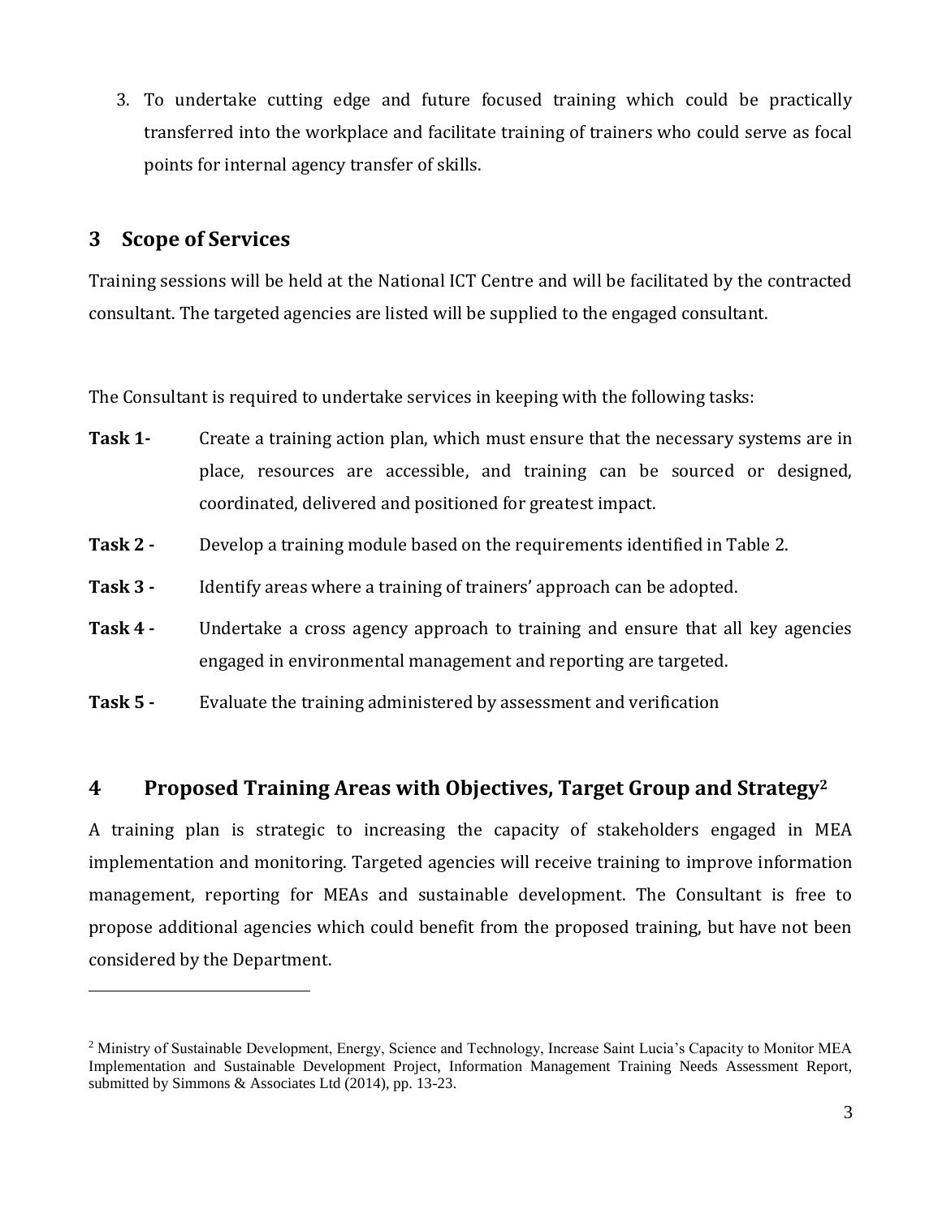3. To undertake cutting edge and future focused training which could be practically transferred into the workplace and facilitate training of trainers who could serve as focal points for internal agency transfer of skills.

## 3 Scope of Services

Training sessions will be held at the National ICT Centre and will be facilitated by the contracted consultant. The targeted agencies are listed will be supplied to the engaged consultant.

The Consultant is required to undertake services in keeping with the following tasks:

**Task 1-** Create a training action plan, which must ensure that the necessary systems are in place, resources are accessible, and training can be sourced or designed, coordinated, delivered and positioned for greatest impact.

**Task 2 -** Develop a training module based on the requirements identified in Table 2.

**Task 3 -** Identify areas where a training of trainers' approach can be adopted.

**Task 4 -** Undertake a cross agency approach to training and ensure that all key agencies engaged in environmental management and reporting are targeted.

**Task 5 -** Evaluate the training administered by assessment and verification

## 4 Proposed Training Areas with Objectives, Target Group and Strategy[2]

A training plan is strategic to increasing the capacity of stakeholders engaged in MEA implementation and monitoring. Targeted agencies will receive training to improve information management, reporting for MEAs and sustainable development. The Consultant is free to propose additional agencies which could benefit from the proposed training, but have not been considered by the Department.

---

[2] Ministry of Sustainable Development, Energy, Science and Technology, Increase Saint Lucia's Capacity to Monitor MEA Implementation and Sustainable Development Project, Information Management Training Needs Assessment Report, submitted by Simmons & Associates Ltd (2014), pp. 13-23.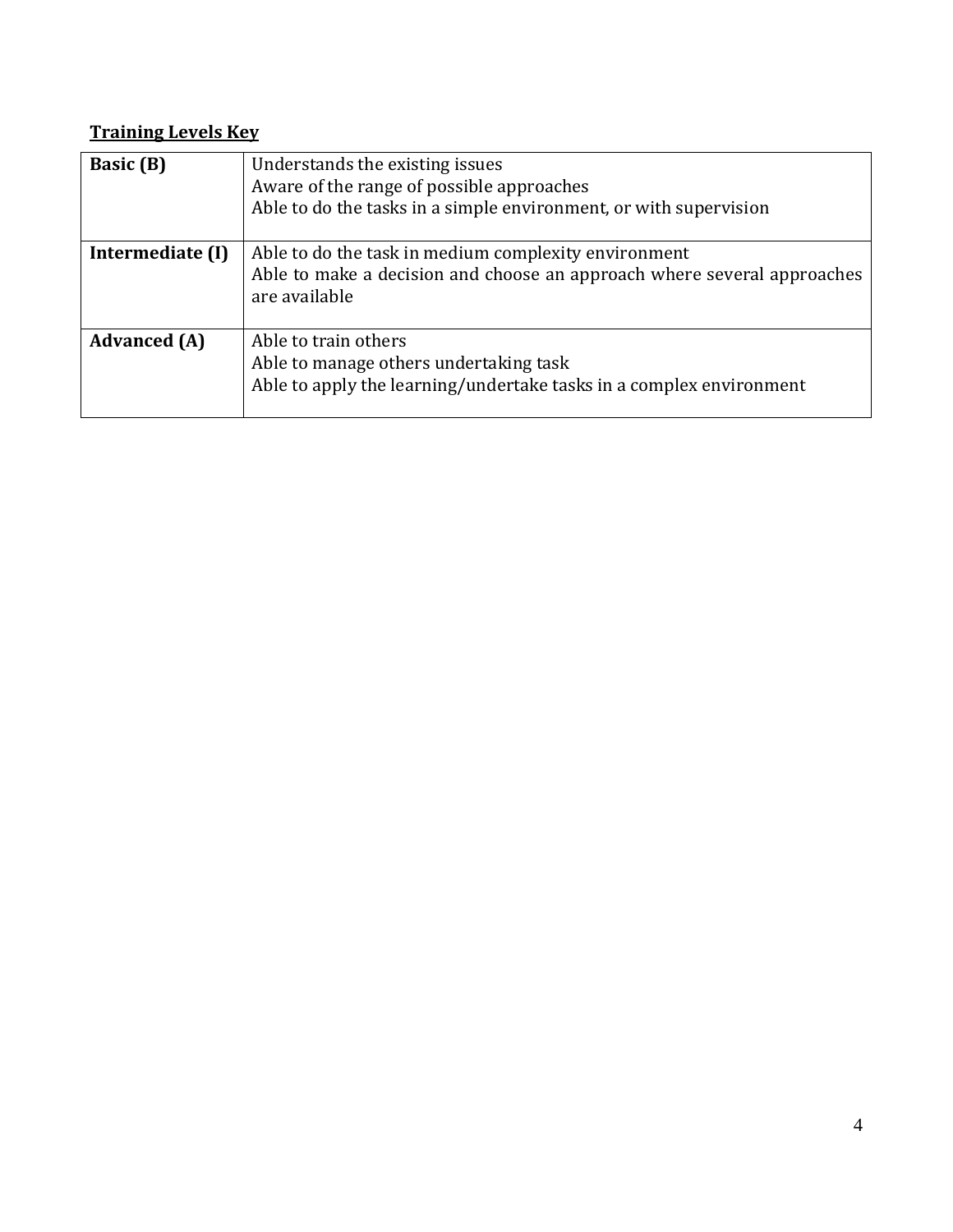**Training Levels Key**

| | |
|---|---|
| **Basic (B)** | Understands the existing issues<br>Aware of the range of possible approaches<br>Able to do the tasks in a simple environment, or with supervision |
| **Intermediate (I)** | Able to do the task in medium complexity environment<br>Able to make a decision and choose an approach where several approaches are available |
| **Advanced (A)** | Able to train others<br>Able to manage others undertaking task<br>Able to apply the learning/undertake tasks in a complex environment |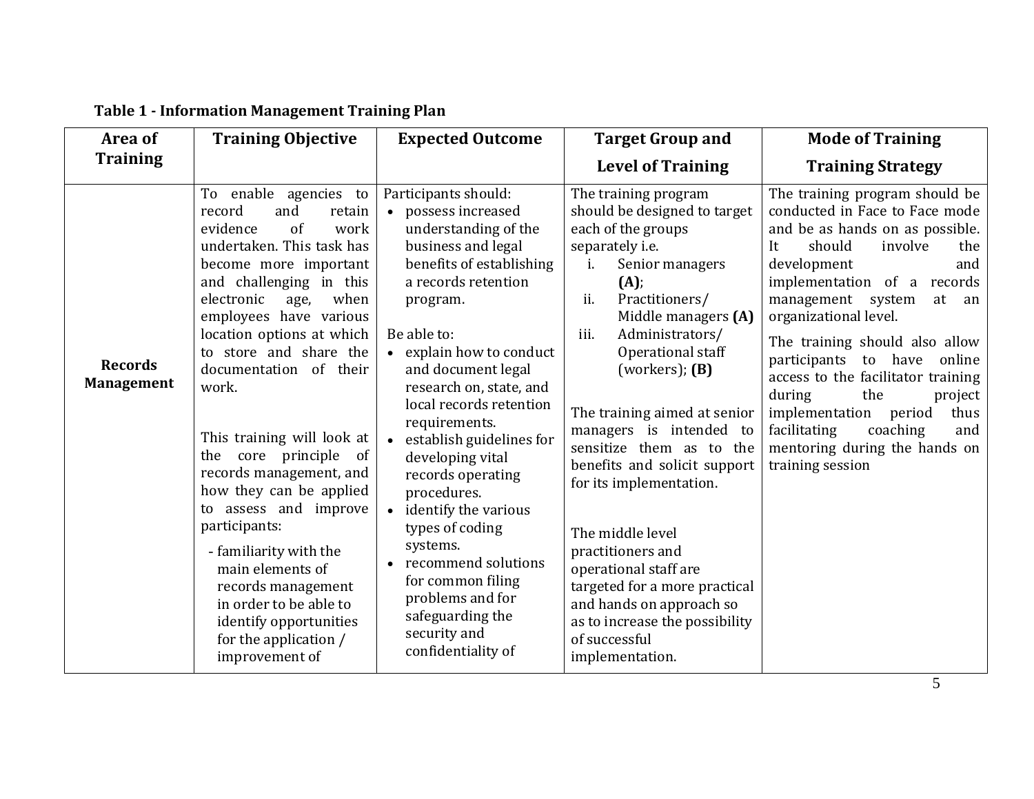**Table 1 - Information Management Training Plan**

| Area of Training | Training Objective | Expected Outcome | Target Group and Level of Training | Mode of Training Training Strategy |
|---|---|---|---|---|
| **Records Management** | To enable agencies to record and retain evidence of work undertaken. This task has become more important and challenging in this electronic age, when employees have various location options at which to store and share the documentation of their work.<br><br>This training will look at the core principle of records management, and how they can be applied to assess and improve participants:<br>- familiarity with the main elements of records management in order to be able to identify opportunities for the application / improvement of | Participants should:<br>• possess increased understanding of the business and legal benefits of establishing a records retention program.<br><br>Be able to:<br>• explain how to conduct and document legal research on, state, and local records retention requirements.<br>• establish guidelines for developing vital records operating procedures.<br>• identify the various types of coding systems.<br>• recommend solutions for common filing problems and for safeguarding the security and confidentiality of | The training program should be designed to target each of the groups separately i.e.<br>i. Senior managers **(A)**;<br>ii. Practitioners/ Middle managers **(A)**<br>iii. Administrators/ Operational staff (workers); **(B)**<br><br>The training aimed at senior managers is intended to sensitize them as to the benefits and solicit support for its implementation.<br><br>The middle level practitioners and operational staff are targeted for a more practical and hands on approach so as to increase the possibility of successful implementation. | The training program should be conducted in Face to Face mode and be as hands on as possible. It should involve the development and implementation of a records management system at an organizational level.<br><br>The training should also allow participants to have online access to the facilitator training during the project implementation period thus facilitating coaching and mentoring during the hands on training session |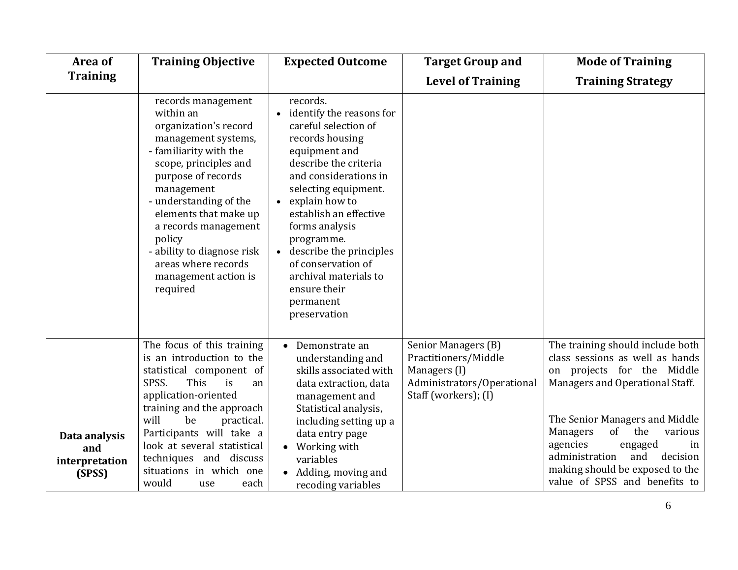| Area of Training | Training Objective | Expected Outcome | Target Group and Level of Training | Mode of Training Training Strategy |
|---|---|---|---|---|
| | records management within an organization's record management systems,<br>- familiarity with the scope, principles and purpose of records management<br>- understanding of the elements that make up a records management policy<br>- ability to diagnose risk areas where records management action is required | records.<br>• identify the reasons for careful selection of records housing equipment and describe the criteria and considerations in selecting equipment.<br>• explain how to establish an effective forms analysis programme.<br>• describe the principles of conservation of archival materials to ensure their permanent preservation | | |
| **Data analysis and interpretation (SPSS)** | The focus of this training is an introduction to the statistical component of SPSS. This is an application-oriented training and the approach will be practical. Participants will take a look at several statistical techniques and discuss situations in which one would use each | • Demonstrate an understanding and skills associated with data extraction, data management and Statistical analysis, including setting up a data entry page<br>• Working with variables<br>• Adding, moving and recoding variables | Senior Managers (B)<br>Practitioners/Middle Managers (I)<br>Administrators/Operational Staff (workers); (I) | The training should include both class sessions as well as hands on projects for the Middle Managers and Operational Staff.<br><br>The Senior Managers and Middle Managers of the various agencies engaged in administration and decision making should be exposed to the value of SPSS and benefits to |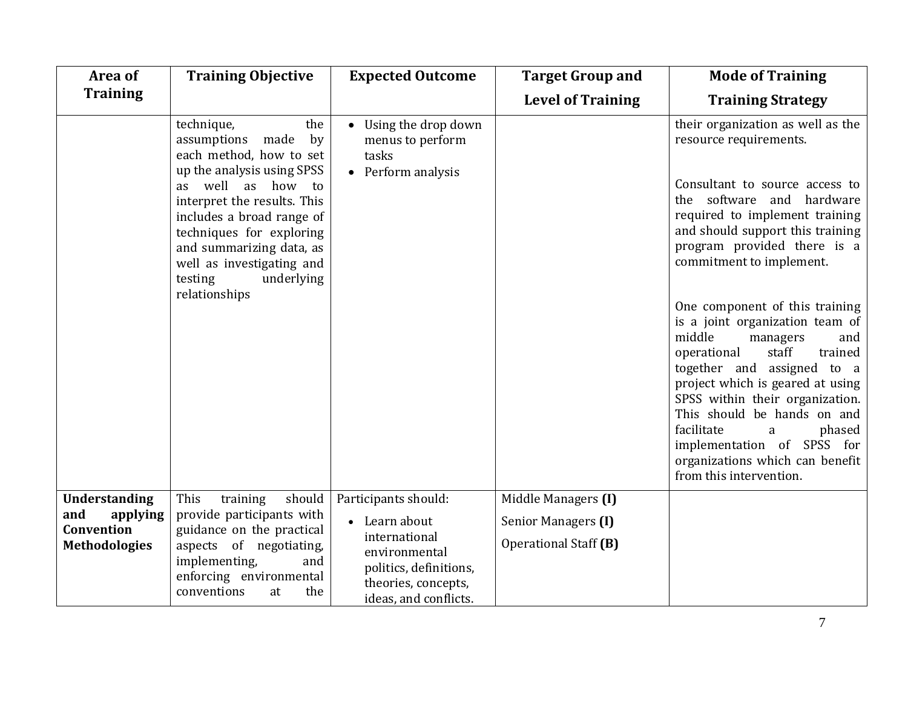| Area of Training | Training Objective | Expected Outcome | Target Group and Level of Training | Mode of Training Training Strategy |
|---|---|---|---|---|
| | technique, the assumptions made by each method, how to set up the analysis using SPSS as well as how to interpret the results. This includes a broad range of techniques for exploring and summarizing data, as well as investigating and testing underlying relationships | • Using the drop down menus to perform tasks<br>• Perform analysis | | their organization as well as the resource requirements.<br><br>Consultant to source access to the software and hardware required to implement training and should support this training program provided there is a commitment to implement.<br><br>One component of this training is a joint organization team of middle managers and operational staff trained together and assigned to a project which is geared at using SPSS within their organization. This should be hands on and facilitate a phased implementation of SPSS for organizations which can benefit from this intervention. |
| **Understanding and applying Convention Methodologies** | This training should provide participants with guidance on the practical aspects of negotiating, implementing, and enforcing environmental conventions at the | Participants should:<br>• Learn about international environmental politics, definitions, theories, concepts, ideas, and conflicts. | Middle Managers **(I)**<br>Senior Managers **(I)**<br>Operational Staff **(B)** | |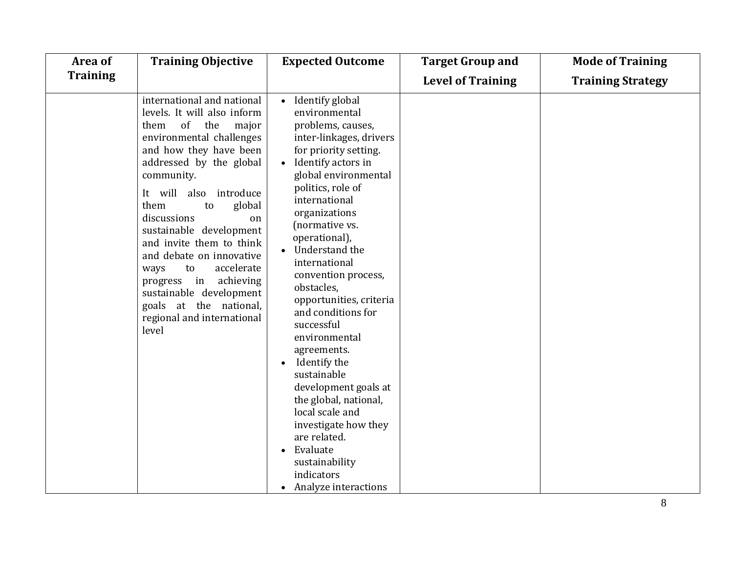| Area of Training | Training Objective | Expected Outcome | Target Group and Level of Training | Mode of Training Training Strategy |
|---|---|---|---|---|
| | international and national levels. It will also inform them of the major environmental challenges and how they have been addressed by the global community.<br><br>It will also introduce them to global discussions on sustainable development and invite them to think and debate on innovative ways to accelerate progress in achieving sustainable development goals at the national, regional and international level | • Identify global environmental problems, causes, inter-linkages, drivers for priority setting.<br>• Identify actors in global environmental politics, role of international organizations (normative vs. operational),<br>• Understand the international convention process, obstacles, opportunities, criteria and conditions for successful environmental agreements.<br>• Identify the sustainable development goals at the global, national, local scale and investigate how they are related.<br>• Evaluate sustainability indicators<br>• Analyze interactions | | |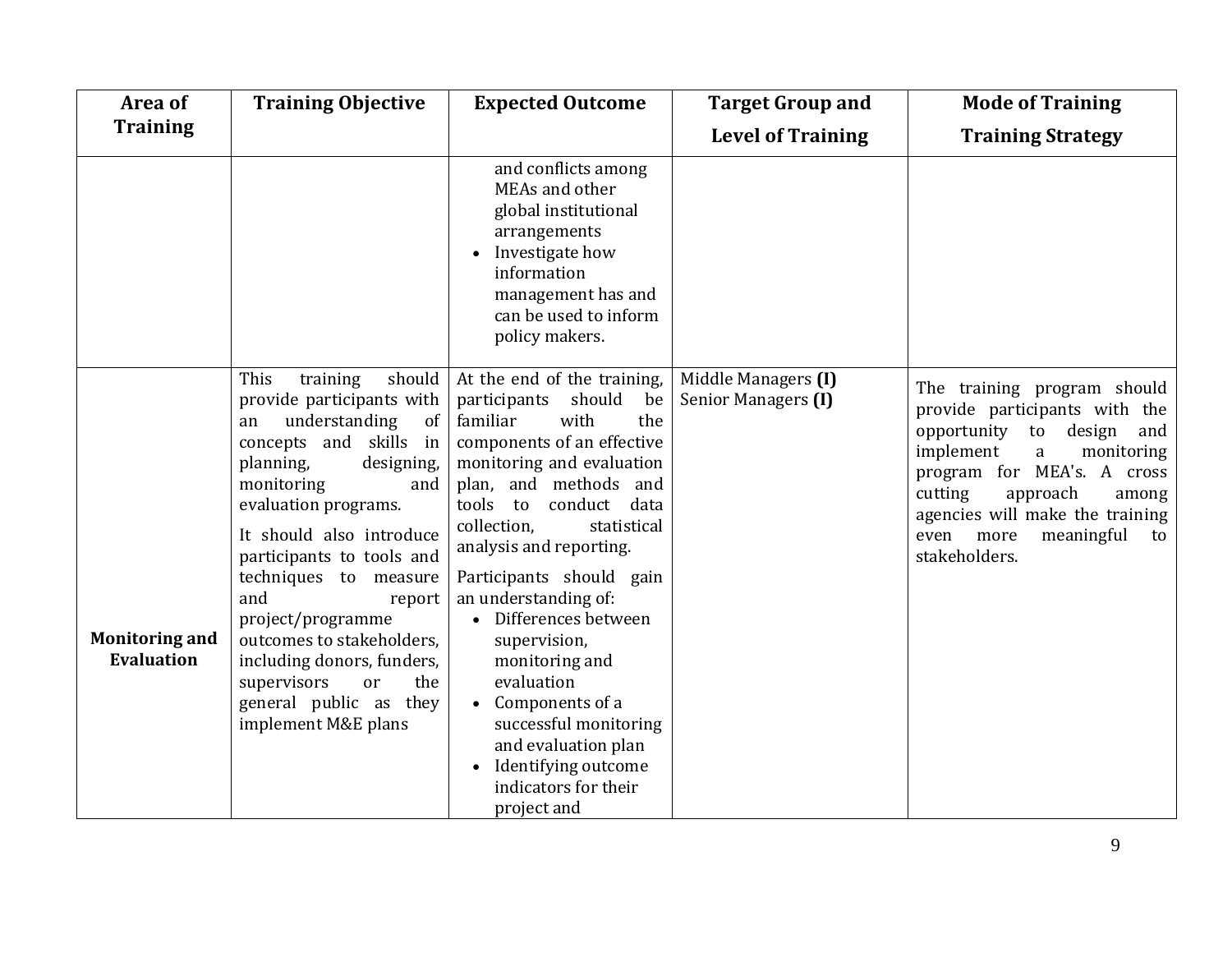| Area of Training | Training Objective | Expected Outcome | Target Group and Level of Training | Mode of Training Training Strategy |
|---|---|---|---|---|
| | | and conflicts among MEAs and other global institutional arrangements<br>• Investigate how information management has and can be used to inform policy makers. | | |
| **Monitoring and Evaluation** | This training should provide participants with an understanding of concepts and skills in planning, designing, monitoring and evaluation programs.<br><br>It should also introduce participants to tools and techniques to measure and report project/programme outcomes to stakeholders, including donors, funders, supervisors or the general public as they implement M&E plans | At the end of the training, participants should be familiar with the components of an effective monitoring and evaluation plan, and methods and tools to conduct data collection, statistical analysis and reporting.<br><br>Participants should gain an understanding of:<br>• Differences between supervision, monitoring and evaluation<br>• Components of a successful monitoring and evaluation plan<br>• Identifying outcome indicators for their project and | Middle Managers **(I)**<br>Senior Managers **(I)** | The training program should provide participants with the opportunity to design and implement a monitoring program for MEA's. A cross cutting approach among agencies will make the training even more meaningful to stakeholders. |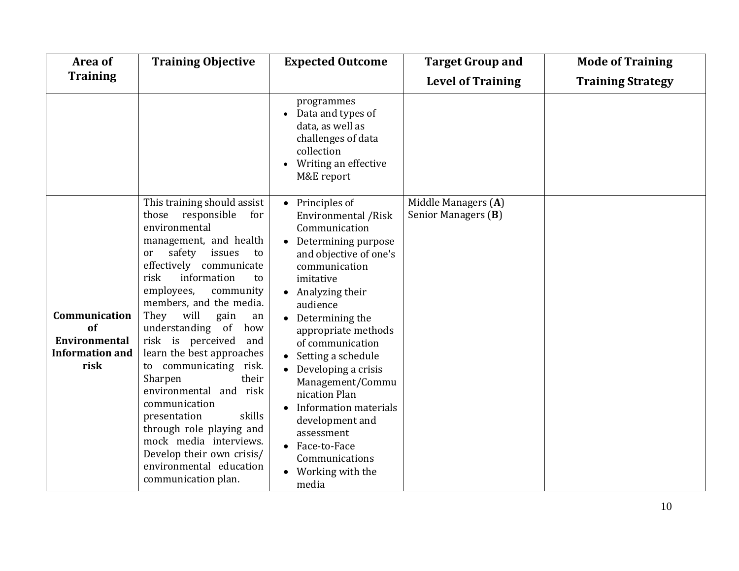| Area of Training | Training Objective | Expected Outcome | Target Group and Level of Training | Mode of Training Training Strategy |
|---|---|---|---|---|
| | | programmes<br>• Data and types of data, as well as challenges of data collection<br>• Writing an effective M&E report | | |
| **Communication of Environmental Information and risk** | This training should assist those responsible for environmental management, and health or safety issues to effectively communicate risk information to employees, community members, and the media. They will gain an understanding of how risk is perceived and learn the best approaches to communicating risk. Sharpen their environmental and risk communication presentation skills through role playing and mock media interviews. Develop their own crisis/ environmental education communication plan. | • Principles of Environmental /Risk Communication<br>• Determining purpose and objective of one's communication imitative<br>• Analyzing their audience<br>• Determining the appropriate methods of communication<br>• Setting a schedule<br>• Developing a crisis Management/Communication Plan<br>• Information materials development and assessment<br>• Face-to-Face Communications<br>• Working with the media | Middle Managers (**A**)<br>Senior Managers (**B**) | |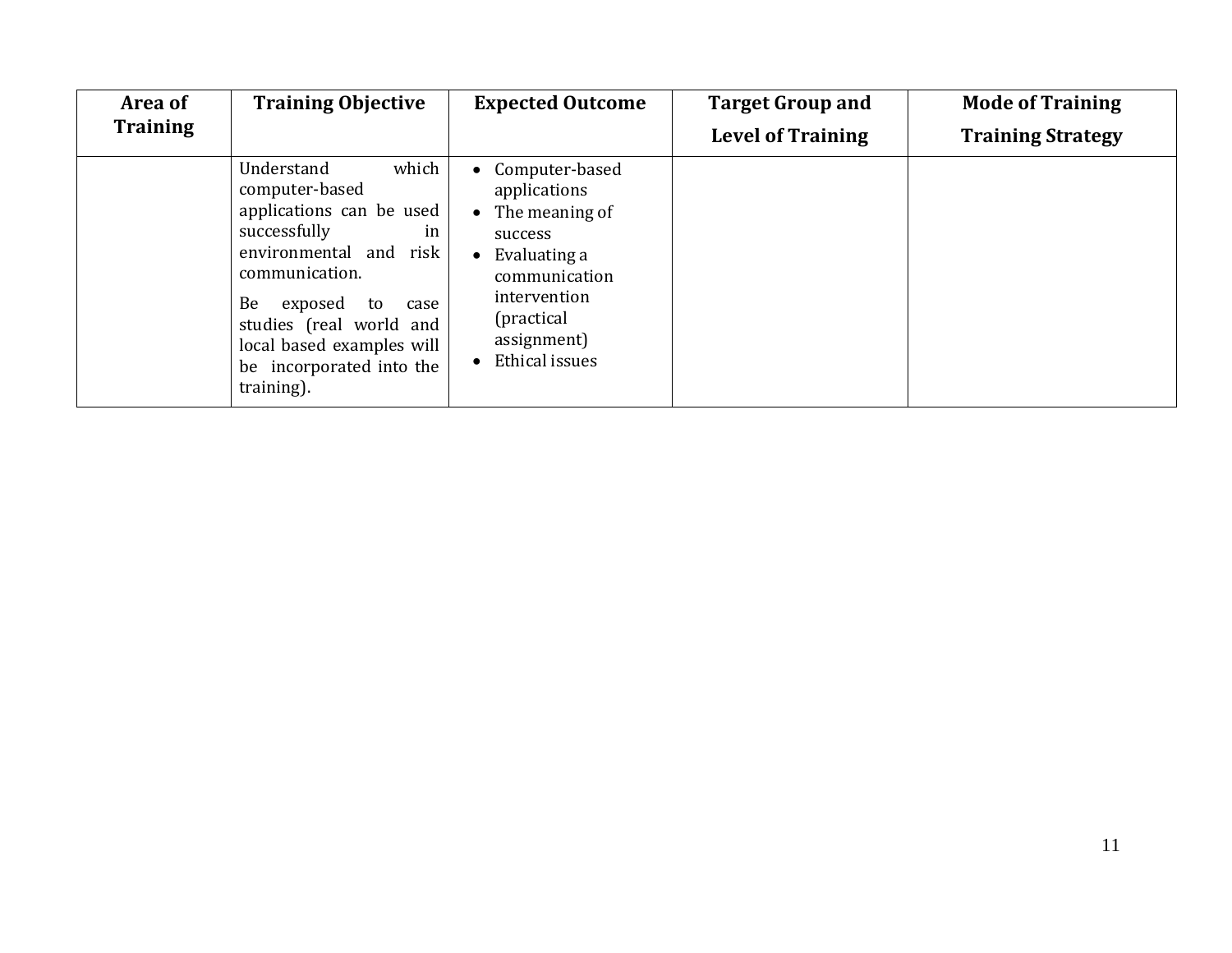| Area of Training | Training Objective | Expected Outcome | Target Group and Level of Training | Mode of Training Training Strategy |
|---|---|---|---|---|
| | Understand which computer-based applications can be used successfully in environmental and risk communication.<br><br>Be exposed to case studies (real world and local based examples will be incorporated into the training). | • Computer-based applications<br>• The meaning of success<br>• Evaluating a communication intervention (practical assignment)<br>• Ethical issues | | |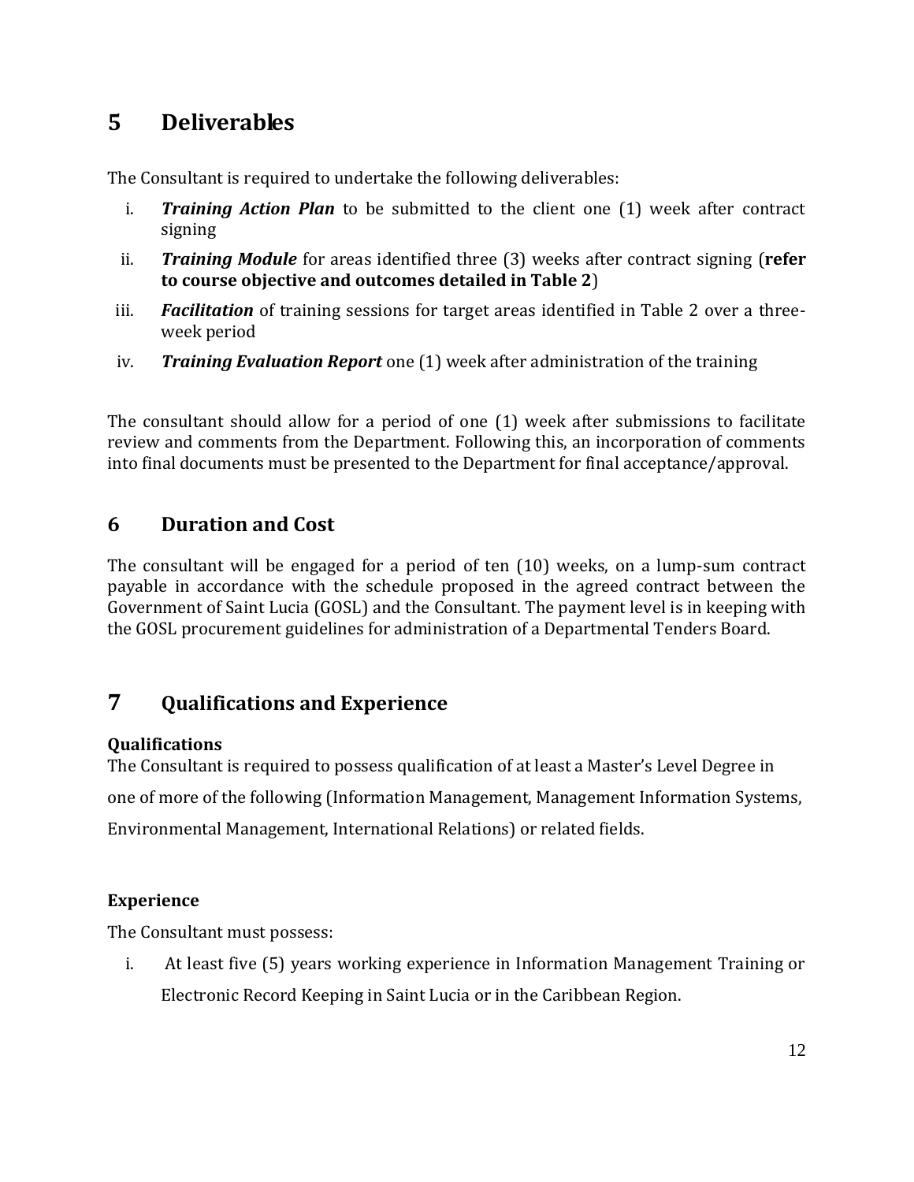# 5 Deliverables

The Consultant is required to undertake the following deliverables:

i. ***Training Action Plan*** to be submitted to the client one (1) week after contract signing
ii. ***Training Module*** for areas identified three (3) weeks after contract signing (**refer to course objective and outcomes detailed in Table 2**)
iii. ***Facilitation*** of training sessions for target areas identified in Table 2 over a three-week period
iv. ***Training Evaluation Report*** one (1) week after administration of the training

The consultant should allow for a period of one (1) week after submissions to facilitate review and comments from the Department. Following this, an incorporation of comments into final documents must be presented to the Department for final acceptance/approval.

# 6 Duration and Cost

The consultant will be engaged for a period of ten (10) weeks, on a lump-sum contract payable in accordance with the schedule proposed in the agreed contract between the Government of Saint Lucia (GOSL) and the Consultant. The payment level is in keeping with the GOSL procurement guidelines for administration of a Departmental Tenders Board.

# 7 Qualifications and Experience

**Qualifications**

The Consultant is required to possess qualification of at least a Master's Level Degree in one of more of the following (Information Management, Management Information Systems, Environmental Management, International Relations) or related fields.

**Experience**

The Consultant must possess:

i. At least five (5) years working experience in Information Management Training or Electronic Record Keeping in Saint Lucia or in the Caribbean Region.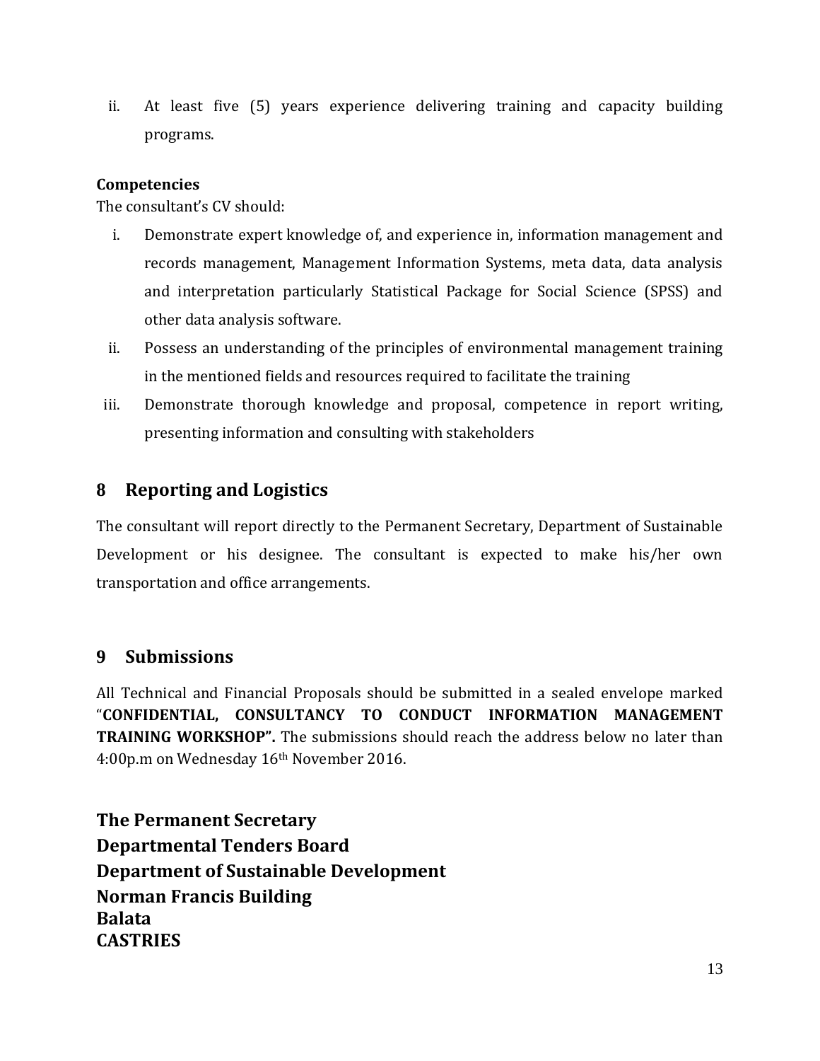ii. At least five (5) years experience delivering training and capacity building programs.

**Competencies**

The consultant's CV should:

i. Demonstrate expert knowledge of, and experience in, information management and records management, Management Information Systems, meta data, data analysis and interpretation particularly Statistical Package for Social Science (SPSS) and other data analysis software.
ii. Possess an understanding of the principles of environmental management training in the mentioned fields and resources required to facilitate the training
iii. Demonstrate thorough knowledge and proposal, competence in report writing, presenting information and consulting with stakeholders

## 8 Reporting and Logistics

The consultant will report directly to the Permanent Secretary, Department of Sustainable Development or his designee. The consultant is expected to make his/her own transportation and office arrangements.

## 9 Submissions

All Technical and Financial Proposals should be submitted in a sealed envelope marked "**CONFIDENTIAL, CONSULTANCY TO CONDUCT INFORMATION MANAGEMENT TRAINING WORKSHOP".** The submissions should reach the address below no later than 4:00p.m on Wednesday 16th November 2016.

**The Permanent Secretary**
**Departmental Tenders Board**
**Department of Sustainable Development**
**Norman Francis Building**
**Balata**
**CASTRIES**